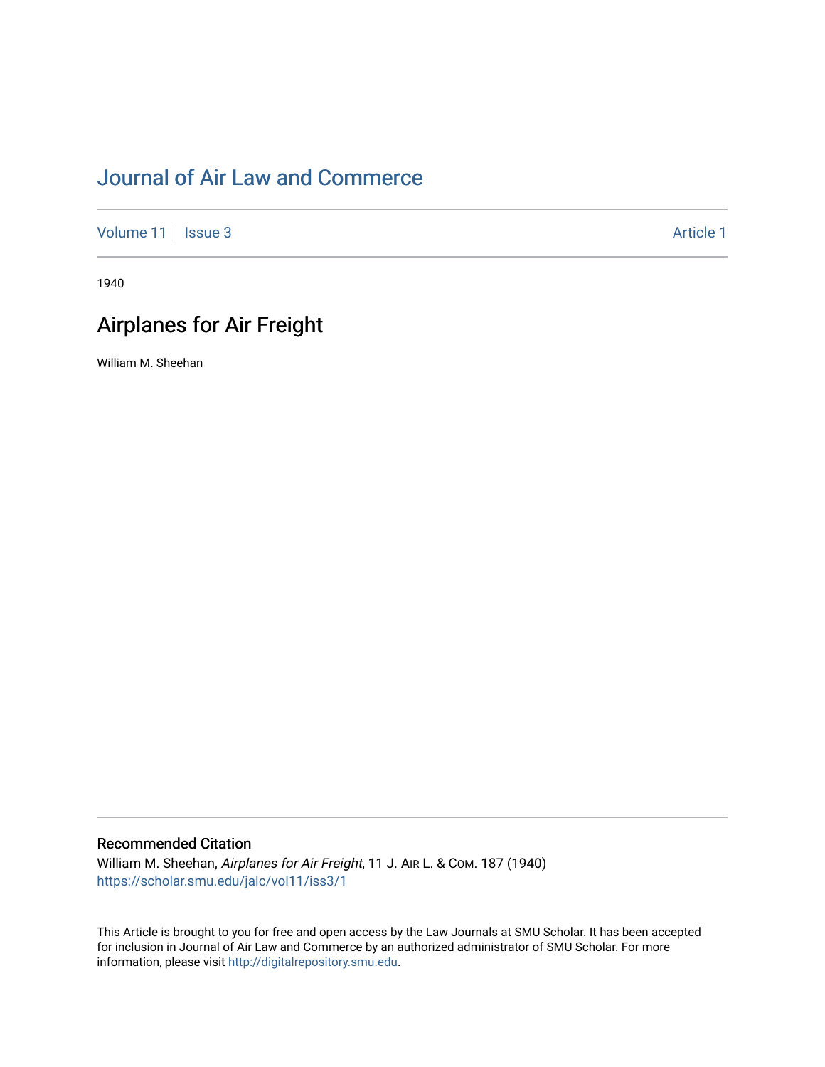# Journal of Air Law and Commerce

Volume 11 | Issue 3 Article 1

1940

## Airplanes for Air Freight

William M. Sheehan

### Recommended Citation

William M. Sheehan, *Airplanes for Air Freight*, 11 J. AIR L. & COM. 187 (1940)
https://scholar.smu.edu/jalc/vol11/iss3/1

This Article is brought to you for free and open access by the Law Journals at SMU Scholar. It has been accepted for inclusion in Journal of Air Law and Commerce by an authorized administrator of SMU Scholar. For more information, please visit http://digitalrepository.smu.edu.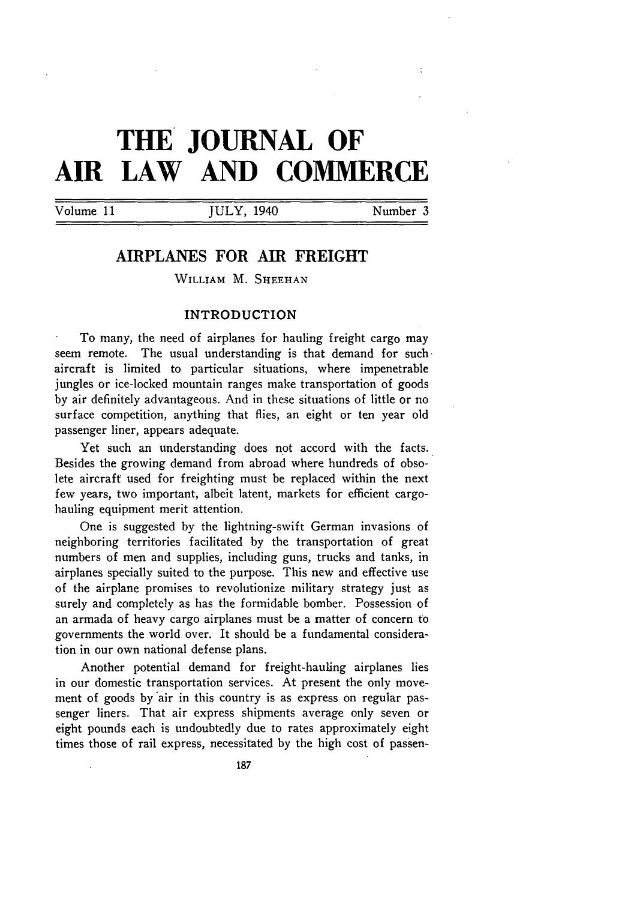# THE JOURNAL OF AIR LAW AND COMMERCE

Volume 11 | JULY, 1940 | Number 3

## AIRPLANES FOR AIR FREIGHT

WILLIAM M. SHEEHAN

### INTRODUCTION

To many, the need of airplanes for hauling freight cargo may seem remote. The usual understanding is that demand for such aircraft is limited to particular situations, where impenetrable jungles or ice-locked mountain ranges make transportation of goods by air definitely advantageous. And in these situations of little or no surface competition, anything that flies, an eight or ten year old passenger liner, appears adequate.

Yet such an understanding does not accord with the facts. Besides the growing demand from abroad where hundreds of obsolete aircraft used for freighting must be replaced within the next few years, two important, albeit latent, markets for efficient cargo-hauling equipment merit attention.

One is suggested by the lightning-swift German invasions of neighboring territories facilitated by the transportation of great numbers of men and supplies, including guns, trucks and tanks, in airplanes specially suited to the purpose. This new and effective use of the airplane promises to revolutionize military strategy just as surely and completely as has the formidable bomber. Possession of an armada of heavy cargo airplanes must be a matter of concern to governments the world over. It should be a fundamental consideration in our own national defense plans.

Another potential demand for freight-hauling airplanes lies in our domestic transportation services. At present the only movement of goods by air in this country is as express on regular passenger liners. That air express shipments average only seven or eight pounds each is undoubtedly due to rates approximately eight times those of rail express, necessitated by the high cost of passen-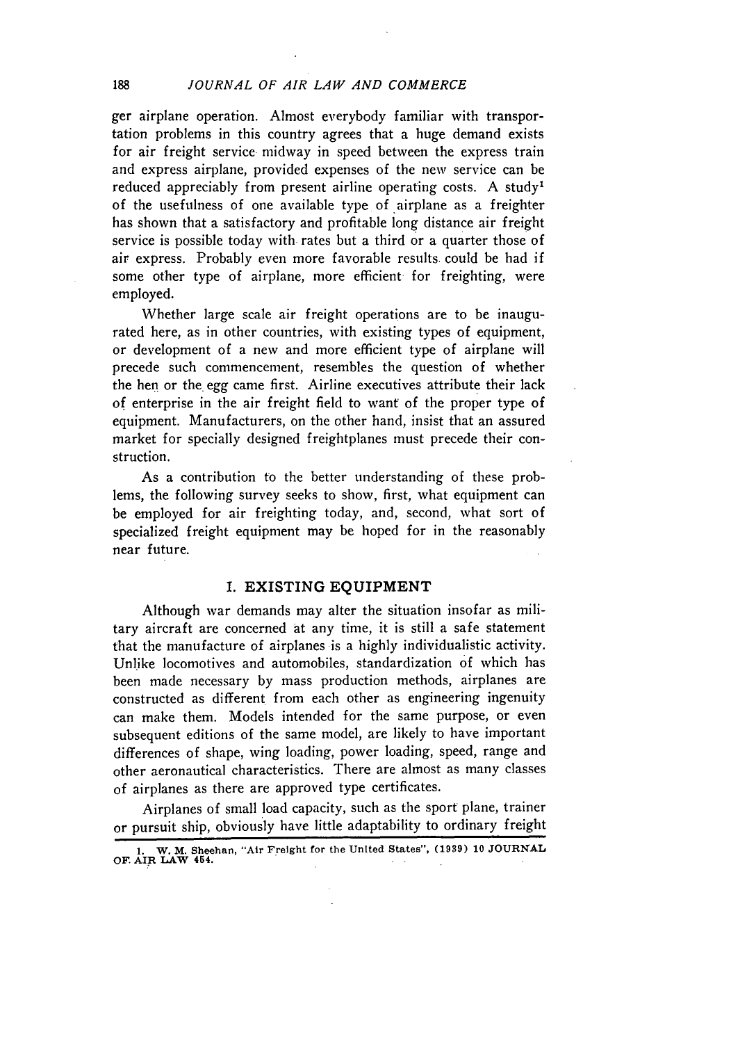ger airplane operation. Almost everybody familiar with transportation problems in this country agrees that a huge demand exists for air freight service midway in speed between the express train and express airplane, provided expenses of the new service can be reduced appreciably from present airline operating costs. A study[1] of the usefulness of one available type of airplane as a freighter has shown that a satisfactory and profitable long distance air freight service is possible today with rates but a third or a quarter those of air express. Probably even more favorable results could be had if some other type of airplane, more efficient for freighting, were employed.

Whether large scale air freight operations are to be inaugurated here, as in other countries, with existing types of equipment, or development of a new and more efficient type of airplane will precede such commencement, resembles the question of whether the hen or the egg came first. Airline executives attribute their lack of enterprise in the air freight field to want of the proper type of equipment. Manufacturers, on the other hand, insist that an assured market for specially designed freightplanes must precede their construction.

As a contribution to the better understanding of these problems, the following survey seeks to show, first, what equipment can be employed for air freighting today, and, second, what sort of specialized freight equipment may be hoped for in the reasonably near future.

## I. EXISTING EQUIPMENT

Although war demands may alter the situation insofar as military aircraft are concerned at any time, it is still a safe statement that the manufacture of airplanes is a highly individualistic activity. Unlike locomotives and automobiles, standardization of which has been made necessary by mass production methods, airplanes are constructed as different from each other as engineering ingenuity can make them. Models intended for the same purpose, or even subsequent editions of the same model, are likely to have important differences of shape, wing loading, power loading, speed, range and other aeronautical characteristics. There are almost as many classes of airplanes as there are approved type certificates.

Airplanes of small load capacity, such as the sport plane, trainer or pursuit ship, obviously have little adaptability to ordinary freight

---

1. W. M. Sheehan, "Air Freight for the United States", (1939) 10 JOURNAL OF AIR LAW 454.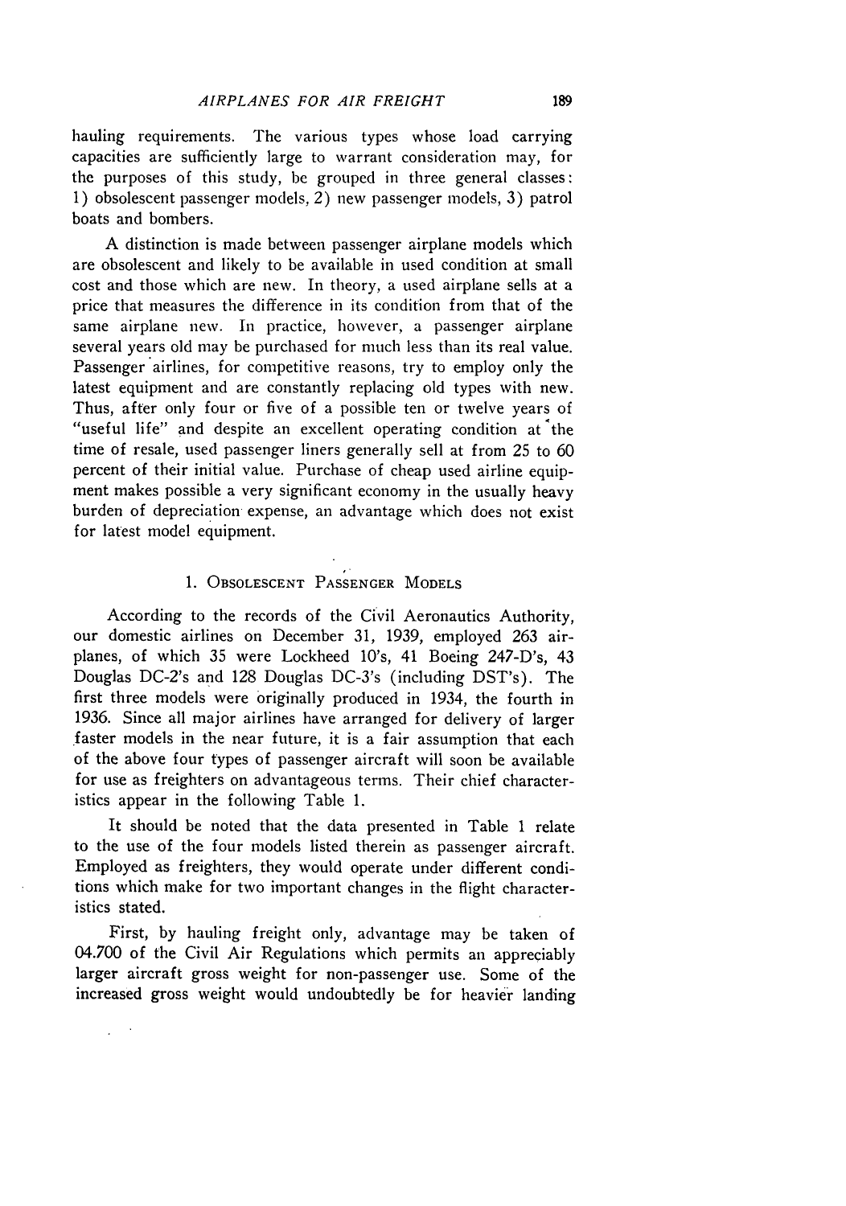hauling requirements. The various types whose load carrying capacities are sufficiently large to warrant consideration may, for the purposes of this study, be grouped in three general classes: 1) obsolescent passenger models, 2) new passenger models, 3) patrol boats and bombers.

A distinction is made between passenger airplane models which are obsolescent and likely to be available in used condition at small cost and those which are new. In theory, a used airplane sells at a price that measures the difference in its condition from that of the same airplane new. In practice, however, a passenger airplane several years old may be purchased for much less than its real value. Passenger airlines, for competitive reasons, try to employ only the latest equipment and are constantly replacing old types with new. Thus, after only four or five of a possible ten or twelve years of "useful life" and despite an excellent operating condition at the time of resale, used passenger liners generally sell at from 25 to 60 percent of their initial value. Purchase of cheap used airline equipment makes possible a very significant economy in the usually heavy burden of depreciation expense, an advantage which does not exist for latest model equipment.

## 1. Obsolescent Passenger Models

According to the records of the Civil Aeronautics Authority, our domestic airlines on December 31, 1939, employed 263 airplanes, of which 35 were Lockheed 10's, 41 Boeing 247-D's, 43 Douglas DC-2's and 128 Douglas DC-3's (including DST's). The first three models were originally produced in 1934, the fourth in 1936. Since all major airlines have arranged for delivery of larger faster models in the near future, it is a fair assumption that each of the above four types of passenger aircraft will soon be available for use as freighters on advantageous terms. Their chief characteristics appear in the following Table 1.

It should be noted that the data presented in Table 1 relate to the use of the four models listed therein as passenger aircraft. Employed as freighters, they would operate under different conditions which make for two important changes in the flight characteristics stated.

First, by hauling freight only, advantage may be taken of 04.700 of the Civil Air Regulations which permits an appreciably larger aircraft gross weight for non-passenger use. Some of the increased gross weight would undoubtedly be for heavier landing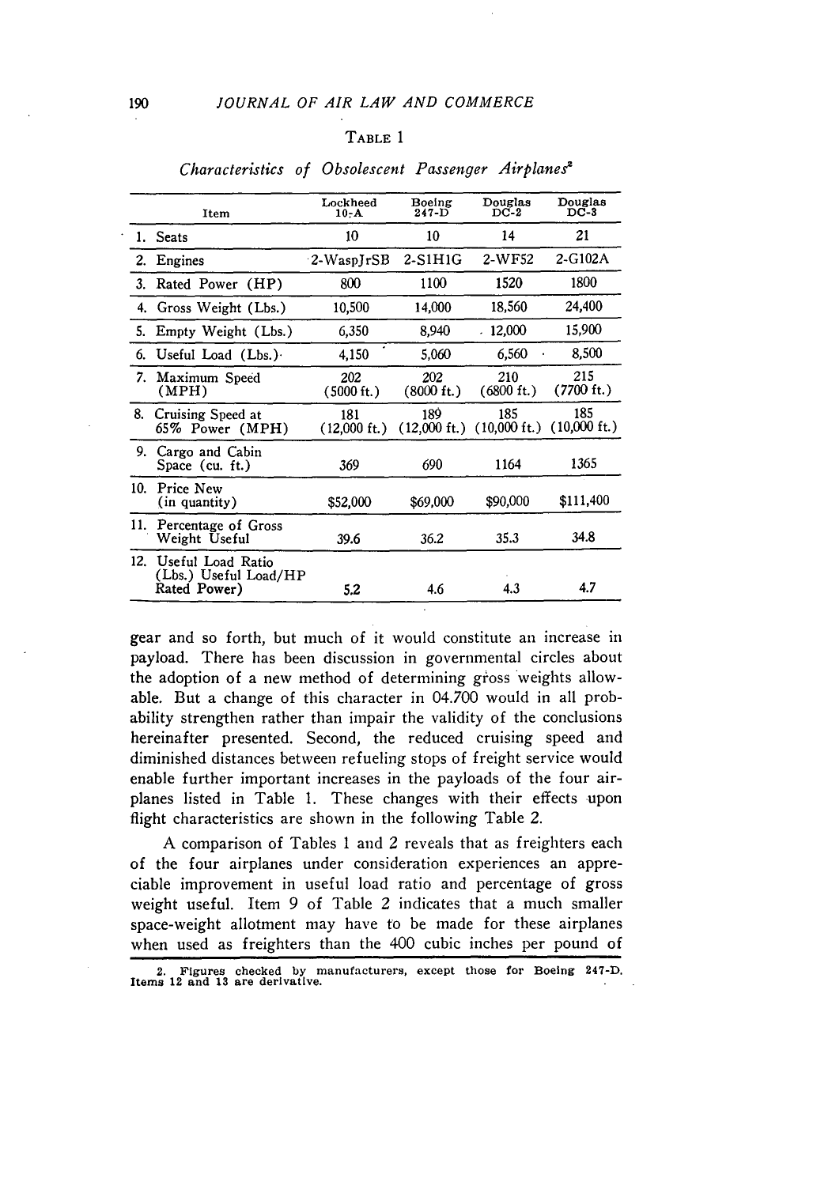TABLE 1

*Characteristics of Obsolescent Passenger Airplanes*[2]

| Item | Lockheed 10-A | Boeing 247-D | Douglas DC-2 | Douglas DC-3 |
|---|---|---|---|---|
| 1. Seats | 10 | 10 | 14 | 21 |
| 2. Engines | 2-WaspJrSB | 2-S1H1G | 2-WF52 | 2-G102A |
| 3. Rated Power (HP) | 800 | 1100 | 1520 | 1800 |
| 4. Gross Weight (Lbs.) | 10,500 | 14,000 | 18,560 | 24,400 |
| 5. Empty Weight (Lbs.) | 6,350 | 8,940 | 12,000 | 15,900 |
| 6. Useful Load (Lbs.) | 4,150 | 5,060 | 6,560 | 8,500 |
| 7. Maximum Speed (MPH) | 202 (5000 ft.) | 202 (8000 ft.) | 210 (6800 ft.) | 215 (7700 ft.) |
| 8. Cruising Speed at 65% Power (MPH) | 181 (12,000 ft.) | 189 (12,000 ft.) | 185 (10,000 ft.) | 185 (10,000 ft.) |
| 9. Cargo and Cabin Space (cu. ft.) | 369 | 690 | 1164 | 1365 |
| 10. Price New (in quantity) | $52,000 | $69,000 | $90,000 | $111,400 |
| 11. Percentage of Gross Weight Useful | 39.6 | 36.2 | 35.3 | 34.8 |
| 12. Useful Load Ratio (Lbs.) Useful Load/HP Rated Power) | 5.2 | 4.6 | 4.3 | 4.7 |

gear and so forth, but much of it would constitute an increase in payload. There has been discussion in governmental circles about the adoption of a new method of determining gross weights allowable. But a change of this character in 04.700 would in all probability strengthen rather than impair the validity of the conclusions hereinafter presented. Second, the reduced cruising speed and diminished distances between refueling stops of freight service would enable further important increases in the payloads of the four airplanes listed in Table 1. These changes with their effects upon flight characteristics are shown in the following Table 2.

A comparison of Tables 1 and 2 reveals that as freighters each of the four airplanes under consideration experiences an appreciable improvement in useful load ratio and percentage of gross weight useful. Item 9 of Table 2 indicates that a much smaller space-weight allotment may have to be made for these airplanes when used as freighters than the 400 cubic inches per pound of

2. Figures checked by manufacturers, except those for Boeing 247-D. Items 12 and 13 are derivative.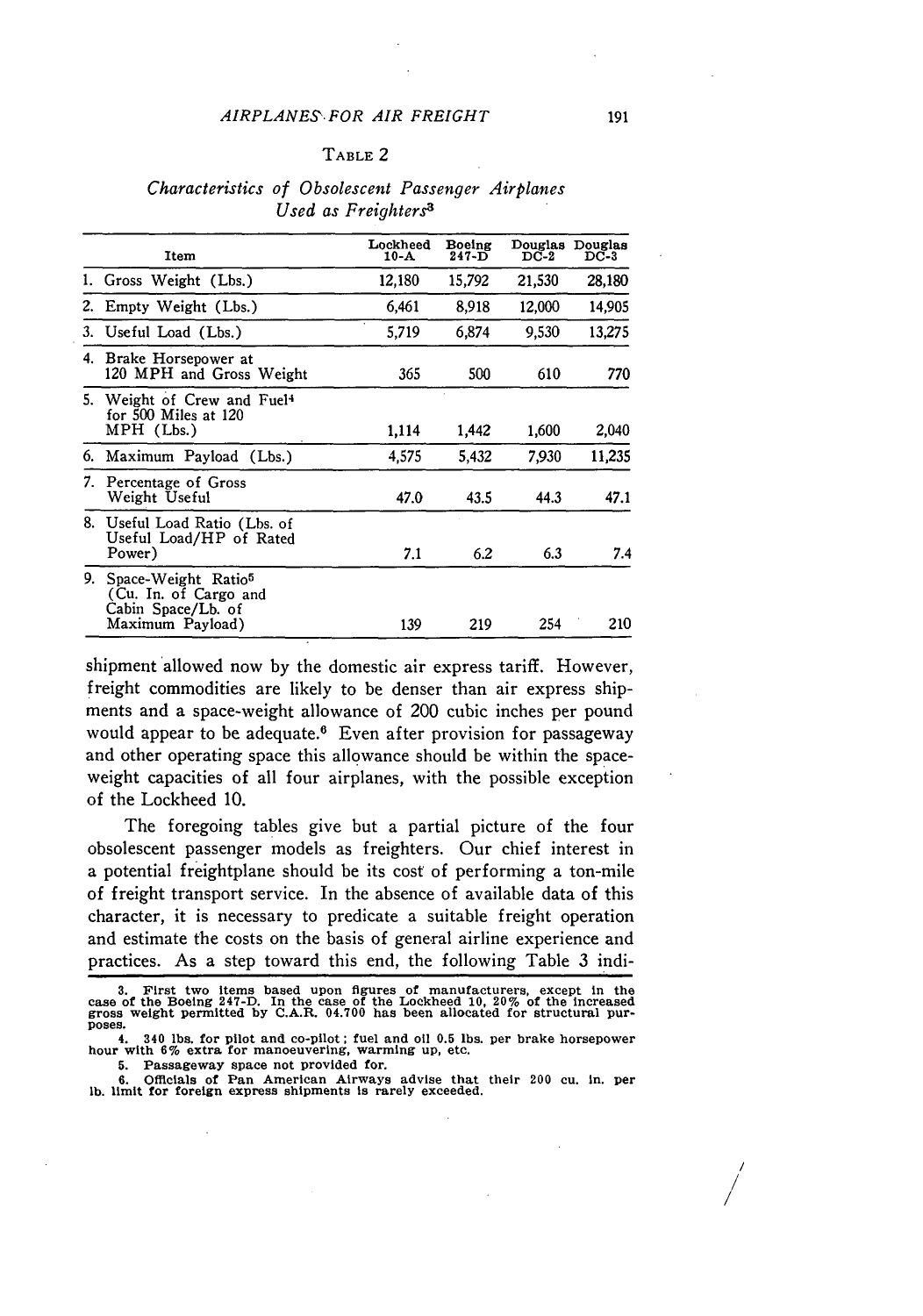TABLE 2

*Characteristics of Obsolescent Passenger Airplanes Used as Freighters*[3]

| Item | Lockheed 10-A | Boeing 247-D | Douglas DC-2 | Douglas DC-3 |
|---|---|---|---|---|
| 1. Gross Weight (Lbs.) | 12,180 | 15,792 | 21,530 | 28,180 |
| 2. Empty Weight (Lbs.) | 6,461 | 8,918 | 12,000 | 14,905 |
| 3. Useful Load (Lbs.) | 5,719 | 6,874 | 9,530 | 13,275 |
| 4. Brake Horsepower at 120 MPH and Gross Weight | 365 | 500 | 610 | 770 |
| 5. Weight of Crew and Fuel[4] for 500 Miles at 120 MPH (Lbs.) | 1,114 | 1,442 | 1,600 | 2,040 |
| 6. Maximum Payload (Lbs.) | 4,575 | 5,432 | 7,930 | 11,235 |
| 7. Percentage of Gross Weight Useful | 47.0 | 43.5 | 44.3 | 47.1 |
| 8. Useful Load Ratio (Lbs. of Useful Load/HP of Rated Power) | 7.1 | 6.2 | 6.3 | 7.4 |
| 9. Space-Weight Ratio[5] (Cu. In. of Cargo and Cabin Space/Lb. of Maximum Payload) | 139 | 219 | 254 | 210 |

shipment allowed now by the domestic air express tariff. However, freight commodities are likely to be denser than air express shipments and a space-weight allowance of 200 cubic inches per pound would appear to be adequate.[6] Even after provision for passageway and other operating space this allowance should be within the space-weight capacities of all four airplanes, with the possible exception of the Lockheed 10.

The foregoing tables give but a partial picture of the four obsolescent passenger models as freighters. Our chief interest in a potential freightplane should be its cost of performing a ton-mile of freight transport service. In the absence of available data of this character, it is necessary to predicate a suitable freight operation and estimate the costs on the basis of general airline experience and practices. As a step toward this end, the following Table 3 indi-

3. First two items based upon figures of manufacturers, except in the case of the Boeing 247-D. In the case of the Lockheed 10, 20% of the increased gross weight permitted by C.A.R. 04.700 has been allocated for structural purposes.

4. 340 lbs. for pilot and co-pilot; fuel and oil 0.5 lbs. per brake horsepower hour with 6% extra for manoeuvering, warming up, etc.

5. Passageway space not provided for.

6. Officials of Pan American Airways advise that their 200 cu. in. per lb. limit for foreign express shipments is rarely exceeded.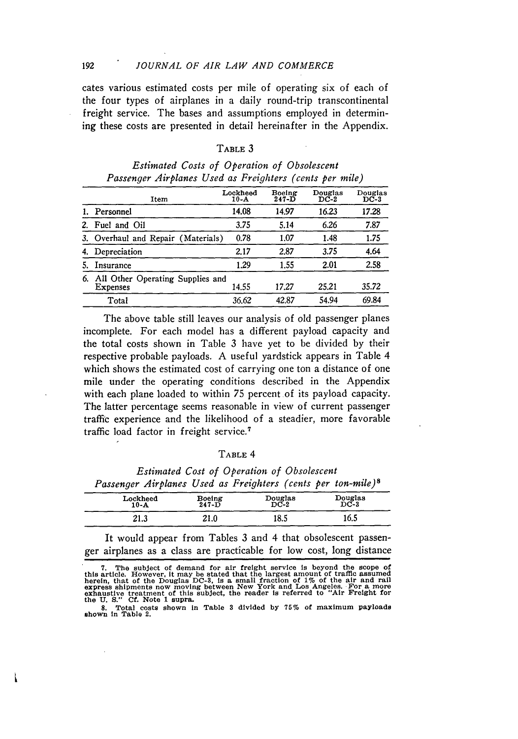cates various estimated costs per mile of operating six of each of the four types of airplanes in a daily round-trip transcontinental freight service. The bases and assumptions employed in determining these costs are presented in detail hereinafter in the Appendix.

TABLE 3

*Estimated Costs of Operation of Obsolescent Passenger Airplanes Used as Freighters (cents per mile)*

| Item | Lockheed 10-A | Boeing 247-D | Douglas DC-2 | Douglas DC-3 |
|---|---|---|---|---|
| 1. Personnel | 14.08 | 14.97 | 16.23 | 17.28 |
| 2. Fuel and Oil | 3.75 | 5.14 | 6.26 | 7.87 |
| 3. Overhaul and Repair (Materials) | 0.78 | 1.07 | 1.48 | 1.75 |
| 4. Depreciation | 2.17 | 2.87 | 3.75 | 4.64 |
| 5. Insurance | 1.29 | 1.55 | 2.01 | 2.58 |
| 6. All Other Operating Supplies and Expenses | 14.55 | 17.27 | 25.21 | 35.72 |
| Total | 36.62 | 42.87 | 54.94 | 69.84 |

The above table still leaves our analysis of old passenger planes incomplete. For each model has a different payload capacity and the total costs shown in Table 3 have yet to be divided by their respective probable payloads. A useful yardstick appears in Table 4 which shows the estimated cost of carrying one ton a distance of one mile under the operating conditions described in the Appendix with each plane loaded to within 75 percent of its payload capacity. The latter percentage seems reasonable in view of current passenger traffic experience and the likelihood of a steadier, more favorable traffic load factor in freight service.[7]

TABLE 4

*Estimated Cost of Operation of Obsolescent Passenger Airplanes Used as Freighters (cents per ton-mile)*[8]

| Lockheed 10-A | Boeing 247-D | Douglas DC-2 | Douglas DC-3 |
|---|---|---|---|
| 21.3 | 21.0 | 18.5 | 16.5 |

It would appear from Tables 3 and 4 that obsolescent passenger airplanes as a class are practicable for low cost, long distance

7. The subject of demand for air freight service is beyond the scope of this article. However, it may be stated that the largest amount of traffic assumed herein, that of the Douglas DC-3, is a small fraction of 1% of the air and rail express shipments now moving between New York and Los Angeles. For a more exhaustive treatment of this subject, the reader is referred to "Air Freight for the U. S." Cf. Note 1 supra.

8. Total costs shown in Table 3 divided by 75% of maximum payloads shown in Table 2.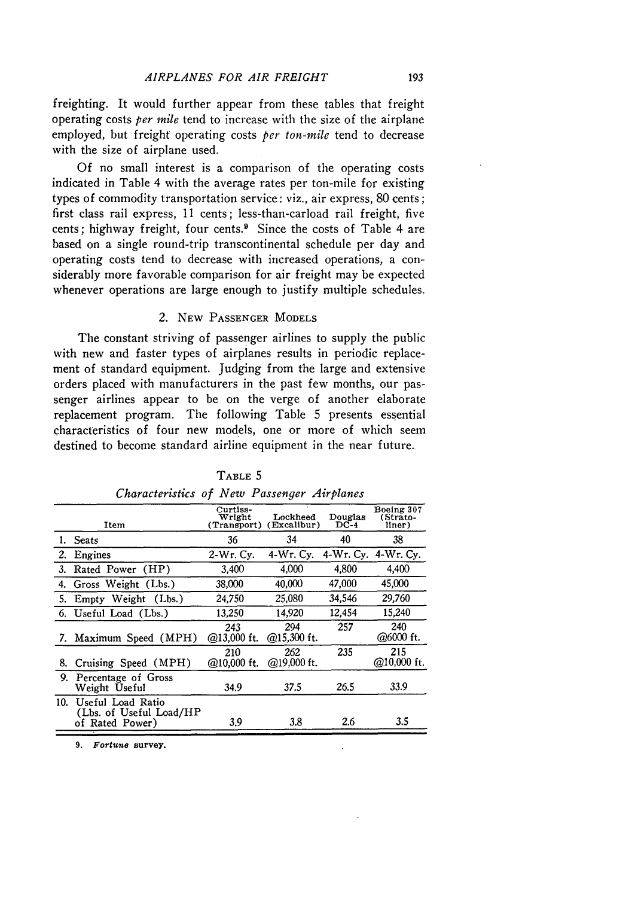freighting. It would further appear from these tables that freight operating costs *per mile* tend to increase with the size of the airplane employed, but freight operating costs *per ton-mile* tend to decrease with the size of airplane used.

Of no small interest is a comparison of the operating costs indicated in Table 4 with the average rates per ton-mile for existing types of commodity transportation service: viz., air express, 80 cents; first class rail express, 11 cents; less-than-carload rail freight, five cents; highway freight, four cents.[9] Since the costs of Table 4 are based on a single round-trip transcontinental schedule per day and operating costs tend to decrease with increased operations, a considerably more favorable comparison for air freight may be expected whenever operations are large enough to justify multiple schedules.

## 2. New Passenger Models

The constant striving of passenger airlines to supply the public with new and faster types of airplanes results in periodic replacement of standard equipment. Judging from the large and extensive orders placed with manufacturers in the past few months, our passenger airlines appear to be on the verge of another elaborate replacement program. The following Table 5 presents essential characteristics of four new models, one or more of which seem destined to become standard airline equipment in the near future.

TABLE 5

*Characteristics of New Passenger Airplanes*

| Item | Curtiss-Wright (Transport) | Lockheed (Excalibur) | Douglas DC-4 | Boeing 307 (Strato-liner) |
|---|---|---|---|---|
| 1. Seats | 36 | 34 | 40 | 38 |
| 2. Engines | 2-Wr. Cy. | 4-Wr. Cy. | 4-Wr. Cy. | 4-Wr. Cy. |
| 3. Rated Power (HP) | 3,400 | 4,000 | 4,800 | 4,400 |
| 4. Gross Weight (Lbs.) | 38,000 | 40,000 | 47,000 | 45,000 |
| 5. Empty Weight (Lbs.) | 24,750 | 25,080 | 34,546 | 29,760 |
| 6. Useful Load (Lbs.) | 13,250 | 14,920 | 12,454 | 15,240 |
| 7. Maximum Speed (MPH) | 243 @13,000 ft. | 294 @15,300 ft. | 257 | 240 @6000 ft. |
| 8. Cruising Speed (MPH) | 210 @10,000 ft. | 262 @19,000 ft. | 235 | 215 @10,000 ft. |
| 9. Percentage of Gross Weight Useful | 34.9 | 37.5 | 26.5 | 33.9 |
| 10. Useful Load Ratio (Lbs. of Useful Load/HP of Rated Power) | 3.9 | 3.8 | 2.6 | 3.5 |

9. *Fortune* survey.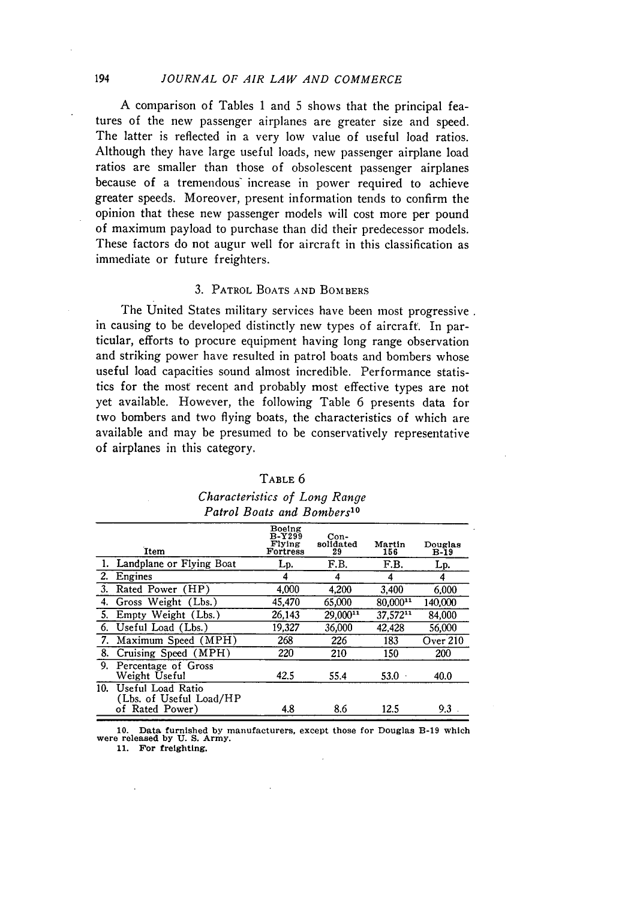A comparison of Tables 1 and 5 shows that the principal features of the new passenger airplanes are greater size and speed. The latter is reflected in a very low value of useful load ratios. Although they have large useful loads, new passenger airplane load ratios are smaller than those of obsolescent passenger airplanes because of a tremendous increase in power required to achieve greater speeds. Moreover, present information tends to confirm the opinion that these new passenger models will cost more per pound of maximum payload to purchase than did their predecessor models. These factors do not augur well for aircraft in this classification as immediate or future freighters.

### 3. Patrol Boats and Bombers

The United States military services have been most progressive in causing to be developed distinctly new types of aircraft. In particular, efforts to procure equipment having long range observation and striking power have resulted in patrol boats and bombers whose useful load capacities sound almost incredible. Performance statistics for the most recent and probably most effective types are not yet available. However, the following Table 6 presents data for two bombers and two flying boats, the characteristics of which are available and may be presumed to be conservatively representative of airplanes in this category.

TABLE 6

*Characteristics of Long Range Patrol Boats and Bombers*[10]

| Item | Boeing B-Y299 Flying Fortress | Consolidated 29 | Martin 156 | Douglas B-19 |
|---|---|---|---|---|
| 1. Landplane or Flying Boat | Lp. | F.B. | F.B. | Lp. |
| 2. Engines | 4 | 4 | 4 | 4 |
| 3. Rated Power (HP) | 4,000 | 4,200 | 3,400 | 6,000 |
| 4. Gross Weight (Lbs.) | 45,470 | 65,000 | 80,000[11] | 140,000 |
| 5. Empty Weight (Lbs.) | 26,143 | 29,000[11] | 37,572[11] | 84,000 |
| 6. Useful Load (Lbs.) | 19,327 | 36,000 | 42,428 | 56,000 |
| 7. Maximum Speed (MPH) | 268 | 226 | 183 | Over 210 |
| 8. Cruising Speed (MPH) | 220 | 210 | 150 | 200 |
| 9. Percentage of Gross Weight Useful | 42.5 | 55.4 | 53.0 | 40.0 |
| 10. Useful Load Ratio (Lbs. of Useful Load/HP of Rated Power) | 4.8 | 8.6 | 12.5 | 9.3 |

10. Data furnished by manufacturers, except those for Douglas B-19 which were released by U. S. Army.

11. For freighting.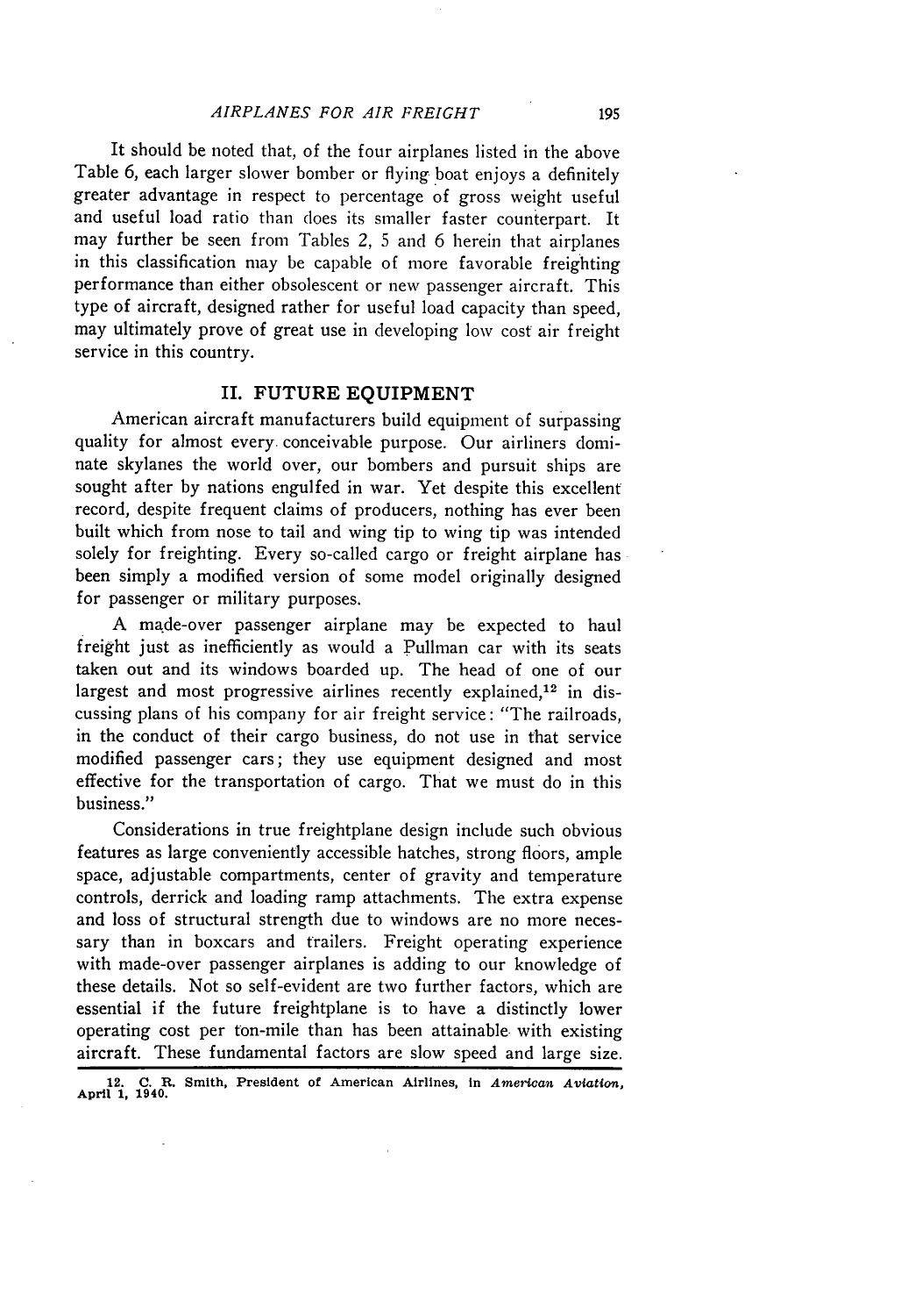It should be noted that, of the four airplanes listed in the above Table 6, each larger slower bomber or flying boat enjoys a definitely greater advantage in respect to percentage of gross weight useful and useful load ratio than does its smaller faster counterpart. It may further be seen from Tables 2, 5 and 6 herein that airplanes in this classification may be capable of more favorable freighting performance than either obsolescent or new passenger aircraft. This type of aircraft, designed rather for useful load capacity than speed, may ultimately prove of great use in developing low cost air freight service in this country.

## II. FUTURE EQUIPMENT

American aircraft manufacturers build equipment of surpassing quality for almost every conceivable purpose. Our airliners dominate skylanes the world over, our bombers and pursuit ships are sought after by nations engulfed in war. Yet despite this excellent record, despite frequent claims of producers, nothing has ever been built which from nose to tail and wing tip to wing tip was intended solely for freighting. Every so-called cargo or freight airplane has been simply a modified version of some model originally designed for passenger or military purposes.

A made-over passenger airplane may be expected to haul freight just as inefficiently as would a Pullman car with its seats taken out and its windows boarded up. The head of one of our largest and most progressive airlines recently explained,[12] in discussing plans of his company for air freight service: "The railroads, in the conduct of their cargo business, do not use in that service modified passenger cars; they use equipment designed and most effective for the transportation of cargo. That we must do in this business."

Considerations in true freightplane design include such obvious features as large conveniently accessible hatches, strong floors, ample space, adjustable compartments, center of gravity and temperature controls, derrick and loading ramp attachments. The extra expense and loss of structural strength due to windows are no more necessary than in boxcars and trailers. Freight operating experience with made-over passenger airplanes is adding to our knowledge of these details. Not so self-evident are two further factors, which are essential if the future freightplane is to have a distinctly lower operating cost per ton-mile than has been attainable with existing aircraft. These fundamental factors are slow speed and large size.

12. C. R. Smith, President of American Airlines, in *American Aviation*, April 1, 1940.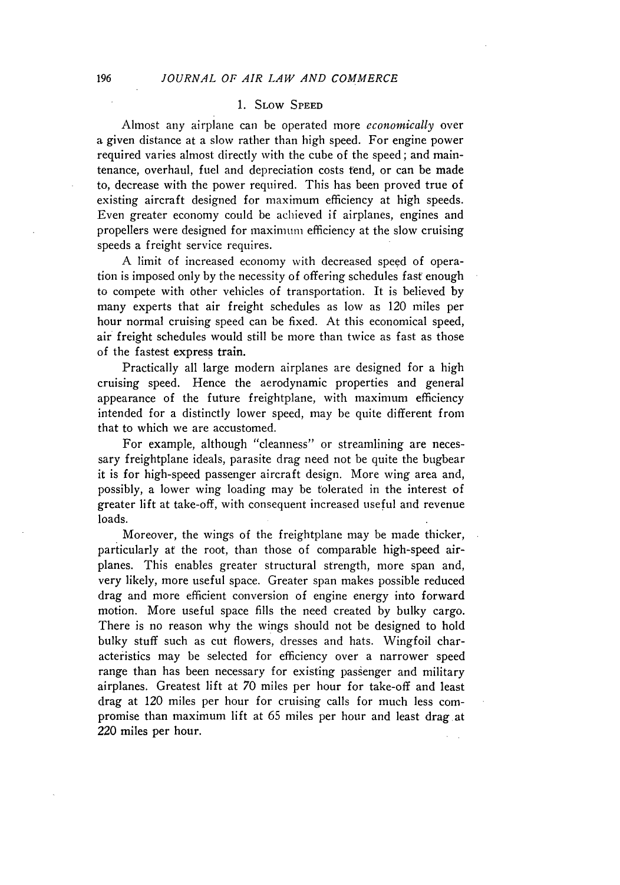## 1. Slow Speed

Almost any airplane can be operated more *economically* over a given distance at a slow rather than high speed. For engine power required varies almost directly with the cube of the speed; and maintenance, overhaul, fuel and depreciation costs tend, or can be made to, decrease with the power required. This has been proved true of existing aircraft designed for maximum efficiency at high speeds. Even greater economy could be achieved if airplanes, engines and propellers were designed for maximum efficiency at the slow cruising speeds a freight service requires.

A limit of increased economy with decreased speed of operation is imposed only by the necessity of offering schedules fast enough to compete with other vehicles of transportation. It is believed by many experts that air freight schedules as low as 120 miles per hour normal cruising speed can be fixed. At this economical speed, air freight schedules would still be more than twice as fast as those of the fastest express train.

Practically all large modern airplanes are designed for a high cruising speed. Hence the aerodynamic properties and general appearance of the future freightplane, with maximum efficiency intended for a distinctly lower speed, may be quite different from that to which we are accustomed.

For example, although "cleanness" or streamlining are necessary freightplane ideals, parasite drag need not be quite the bugbear it is for high-speed passenger aircraft design. More wing area and, possibly, a lower wing loading may be tolerated in the interest of greater lift at take-off, with consequent increased useful and revenue loads.

Moreover, the wings of the freightplane may be made thicker, particularly at the root, than those of comparable high-speed airplanes. This enables greater structural strength, more span and, very likely, more useful space. Greater span makes possible reduced drag and more efficient conversion of engine energy into forward motion. More useful space fills the need created by bulky cargo. There is no reason why the wings should not be designed to hold bulky stuff such as cut flowers, dresses and hats. Wingfoil characteristics may be selected for efficiency over a narrower speed range than has been necessary for existing passenger and military airplanes. Greatest lift at 70 miles per hour for take-off and least drag at 120 miles per hour for cruising calls for much less compromise than maximum lift at 65 miles per hour and least drag at 220 miles per hour.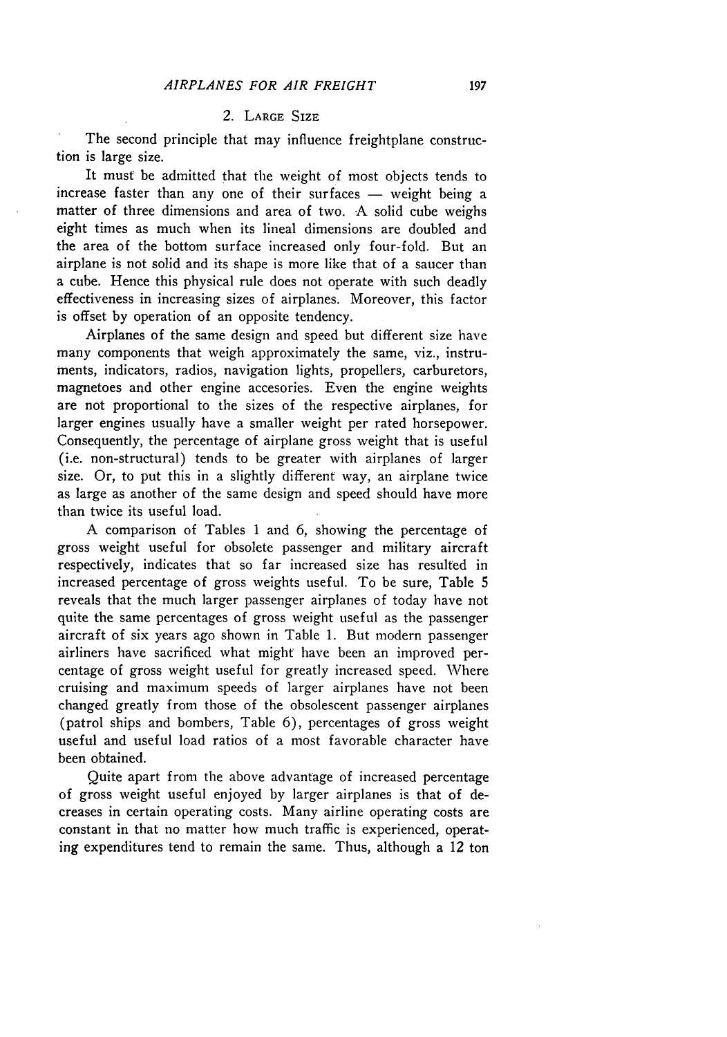## 2. Large Size

The second principle that may influence freightplane construction is large size.

It must be admitted that the weight of most objects tends to increase faster than any one of their surfaces — weight being a matter of three dimensions and area of two. A solid cube weighs eight times as much when its lineal dimensions are doubled and the area of the bottom surface increased only four-fold. But an airplane is not solid and its shape is more like that of a saucer than a cube. Hence this physical rule does not operate with such deadly effectiveness in increasing sizes of airplanes. Moreover, this factor is offset by operation of an opposite tendency.

Airplanes of the same design and speed but different size have many components that weigh approximately the same, viz., instruments, indicators, radios, navigation lights, propellers, carburetors, magnetoes and other engine accesories. Even the engine weights are not proportional to the sizes of the respective airplanes, for larger engines usually have a smaller weight per rated horsepower. Consequently, the percentage of airplane gross weight that is useful (i.e. non-structural) tends to be greater with airplanes of larger size. Or, to put this in a slightly different way, an airplane twice as large as another of the same design and speed should have more than twice its useful load.

A comparison of Tables 1 and 6, showing the percentage of gross weight useful for obsolete passenger and military aircraft respectively, indicates that so far increased size has resulted in increased percentage of gross weights useful. To be sure, Table 5 reveals that the much larger passenger airplanes of today have not quite the same percentages of gross weight useful as the passenger aircraft of six years ago shown in Table 1. But modern passenger airliners have sacrificed what might have been an improved percentage of gross weight useful for greatly increased speed. Where cruising and maximum speeds of larger airplanes have not been changed greatly from those of the obsolescent passenger airplanes (patrol ships and bombers, Table 6), percentages of gross weight useful and useful load ratios of a most favorable character have been obtained.

Quite apart from the above advantage of increased percentage of gross weight useful enjoyed by larger airplanes is that of decreases in certain operating costs. Many airline operating costs are constant in that no matter how much traffic is experienced, operating expenditures tend to remain the same. Thus, although a 12 ton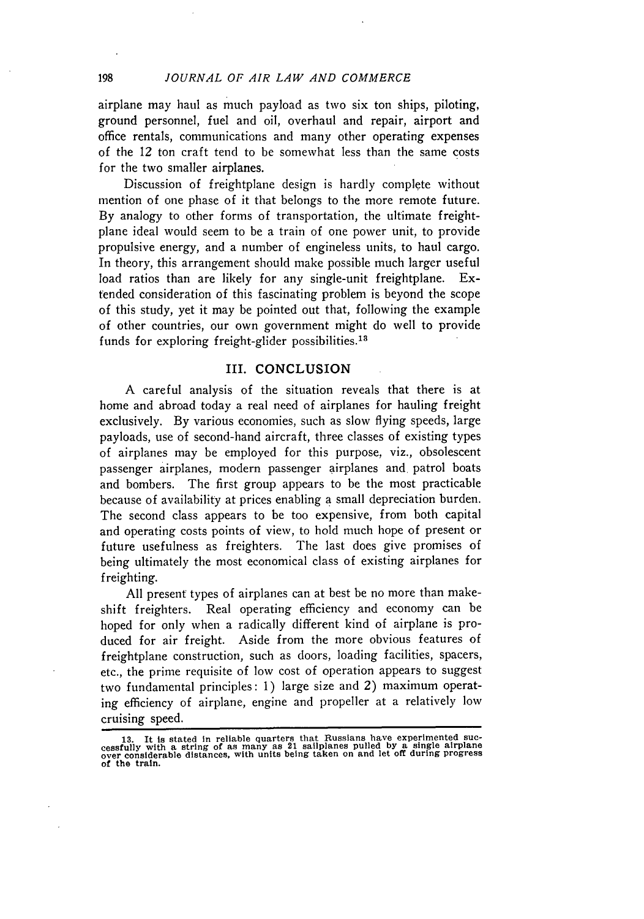airplane may haul as much payload as two six ton ships, piloting, ground personnel, fuel and oil, overhaul and repair, airport and office rentals, communications and many other operating expenses of the 12 ton craft tend to be somewhat less than the same costs for the two smaller airplanes.

Discussion of freightplane design is hardly complete without mention of one phase of it that belongs to the more remote future. By analogy to other forms of transportation, the ultimate freightplane ideal would seem to be a train of one power unit, to provide propulsive energy, and a number of engineless units, to haul cargo. In theory, this arrangement should make possible much larger useful load ratios than are likely for any single-unit freightplane. Extended consideration of this fascinating problem is beyond the scope of this study, yet it may be pointed out that, following the example of other countries, our own government might do well to provide funds for exploring freight-glider possibilities.[13]

## III. CONCLUSION

A careful analysis of the situation reveals that there is at home and abroad today a real need of airplanes for hauling freight exclusively. By various economies, such as slow flying speeds, large payloads, use of second-hand aircraft, three classes of existing types of airplanes may be employed for this purpose, viz., obsolescent passenger airplanes, modern passenger airplanes and patrol boats and bombers. The first group appears to be the most practicable because of availability at prices enabling a small depreciation burden. The second class appears to be too expensive, from both capital and operating costs points of view, to hold much hope of present or future usefulness as freighters. The last does give promises of being ultimately the most economical class of existing airplanes for freighting.

All present types of airplanes can at best be no more than makeshift freighters. Real operating efficiency and economy can be hoped for only when a radically different kind of airplane is produced for air freight. Aside from the more obvious features of freightplane construction, such as doors, loading facilities, spacers, etc., the prime requisite of low cost of operation appears to suggest two fundamental principles: 1) large size and 2) maximum operating efficiency of airplane, engine and propeller at a relatively low cruising speed.

---

13. It is stated in reliable quarters that Russians have experimented successfully with a string of as many as 21 sailplanes pulled by a single airplane over considerable distances, with units being taken on and let off during progress of the train.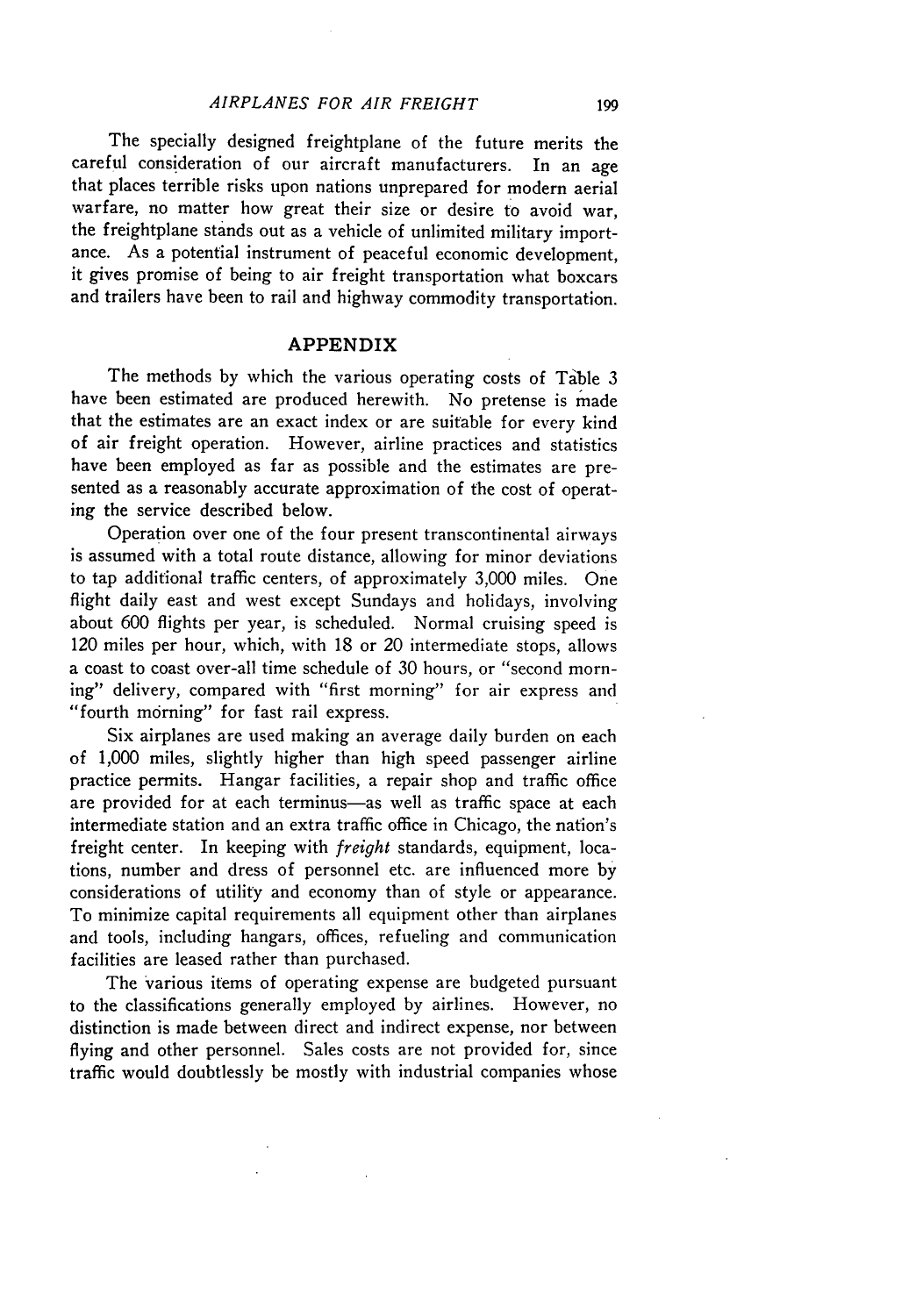The specially designed freightplane of the future merits the careful consideration of our aircraft manufacturers. In an age that places terrible risks upon nations unprepared for modern aerial warfare, no matter how great their size or desire to avoid war, the freightplane stands out as a vehicle of unlimited military importance. As a potential instrument of peaceful economic development, it gives promise of being to air freight transportation what boxcars and trailers have been to rail and highway commodity transportation.

## APPENDIX

The methods by which the various operating costs of Table 3 have been estimated are produced herewith. No pretense is made that the estimates are an exact index or are suitable for every kind of air freight operation. However, airline practices and statistics have been employed as far as possible and the estimates are presented as a reasonably accurate approximation of the cost of operating the service described below.

Operation over one of the four present transcontinental airways is assumed with a total route distance, allowing for minor deviations to tap additional traffic centers, of approximately 3,000 miles. One flight daily east and west except Sundays and holidays, involving about 600 flights per year, is scheduled. Normal cruising speed is 120 miles per hour, which, with 18 or 20 intermediate stops, allows a coast to coast over-all time schedule of 30 hours, or "second morning" delivery, compared with "first morning" for air express and "fourth morning" for fast rail express.

Six airplanes are used making an average daily burden on each of 1,000 miles, slightly higher than high speed passenger airline practice permits. Hangar facilities, a repair shop and traffic office are provided for at each terminus—as well as traffic space at each intermediate station and an extra traffic office in Chicago, the nation's freight center. In keeping with *freight* standards, equipment, locations, number and dress of personnel etc. are influenced more by considerations of utility and economy than of style or appearance. To minimize capital requirements all equipment other than airplanes and tools, including hangars, offices, refueling and communication facilities are leased rather than purchased.

The various items of operating expense are budgeted pursuant to the classifications generally employed by airlines. However, no distinction is made between direct and indirect expense, nor between flying and other personnel. Sales costs are not provided for, since traffic would doubtlessly be mostly with industrial companies whose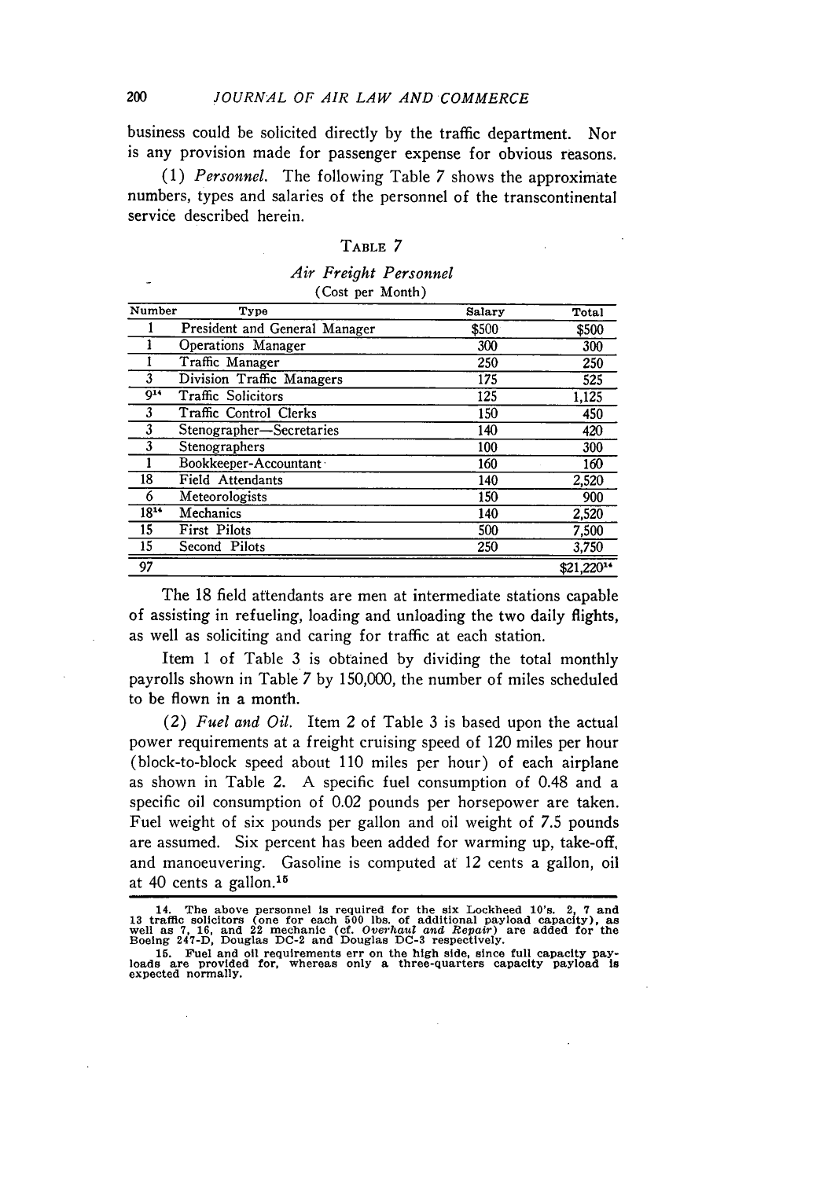business could be solicited directly by the traffic department. Nor is any provision made for passenger expense for obvious reasons.

(1) *Personnel.* The following Table 7 shows the approximate numbers, types and salaries of the personnel of the transcontinental service described herein.

TABLE 7

*Air Freight Personnel*
(Cost per Month)

| Number | Type | Salary | Total |
|---|---|---|---|
| 1 | President and General Manager | $500 | $500 |
| 1 | Operations Manager | 300 | 300 |
| 1 | Traffic Manager | 250 | 250 |
| 3 | Division Traffic Managers | 175 | 525 |
| 9[14] | Traffic Solicitors | 125 | 1,125 |
| 3 | Traffic Control Clerks | 150 | 450 |
| 3 | Stenographer—Secretaries | 140 | 420 |
| 3 | Stenographers | 100 | 300 |
| 1 | Bookkeeper-Accountant | 160 | 160 |
| 18 | Field Attendants | 140 | 2,520 |
| 6 | Meteorologists | 150 | 900 |
| 18[14] | Mechanics | 140 | 2,520 |
| 15 | First Pilots | 500 | 7,500 |
| 15 | Second Pilots | 250 | 3,750 |
| 97 | | | $21,220[14] |

The 18 field attendants are men at intermediate stations capable of assisting in refueling, loading and unloading the two daily flights, as well as soliciting and caring for traffic at each station.

Item 1 of Table 3 is obtained by dividing the total monthly payrolls shown in Table 7 by 150,000, the number of miles scheduled to be flown in a month.

(2) *Fuel and Oil.* Item 2 of Table 3 is based upon the actual power requirements at a freight cruising speed of 120 miles per hour (block-to-block speed about 110 miles per hour) of each airplane as shown in Table 2. A specific fuel consumption of 0.48 and a specific oil consumption of 0.02 pounds per horsepower are taken. Fuel weight of six pounds per gallon and oil weight of 7.5 pounds are assumed. Six percent has been added for warming up, take-off, and manoeuvering. Gasoline is computed at 12 cents a gallon, oil at 40 cents a gallon.[15]

---

14. The above personnel is required for the six Lockheed 10's. 2, 7 and 13 traffic solicitors (one for each 500 lbs. of additional payload capacity), as well as 7, 16, and 22 mechanic (cf. *Overhaul and Repair*) are added for the Boeing 247-D, Douglas DC-2 and Douglas DC-3 respectively.

15. Fuel and oil requirements err on the high side, since full capacity payloads are provided for, whereas only a three-quarters capacity payload is expected normally.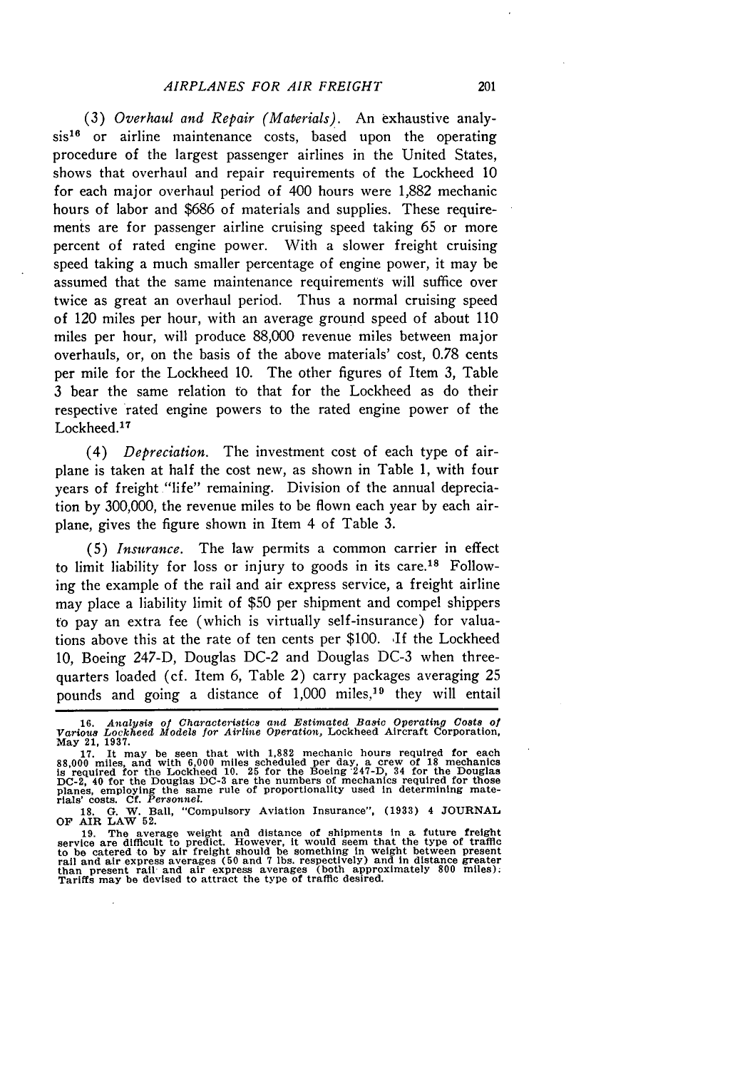(3) *Overhaul and Repair (Materials).* An exhaustive analysis[16] or airline maintenance costs, based upon the operating procedure of the largest passenger airlines in the United States, shows that overhaul and repair requirements of the Lockheed 10 for each major overhaul period of 400 hours were 1,882 mechanic hours of labor and $686 of materials and supplies. These requirements are for passenger airline cruising speed taking 65 or more percent of rated engine power. With a slower freight cruising speed taking a much smaller percentage of engine power, it may be assumed that the same maintenance requirements will suffice over twice as great an overhaul period. Thus a normal cruising speed of 120 miles per hour, with an average ground speed of about 110 miles per hour, will produce 88,000 revenue miles between major overhauls, or, on the basis of the above materials' cost, 0.78 cents per mile for the Lockheed 10. The other figures of Item 3, Table 3 bear the same relation to that for the Lockheed as do their respective rated engine powers to the rated engine power of the Lockheed.[17]

(4) *Depreciation.* The investment cost of each type of airplane is taken at half the cost new, as shown in Table 1, with four years of freight "life" remaining. Division of the annual depreciation by 300,000, the revenue miles to be flown each year by each airplane, gives the figure shown in Item 4 of Table 3.

(5) *Insurance.* The law permits a common carrier in effect to limit liability for loss or injury to goods in its care.[18] Following the example of the rail and air express service, a freight airline may place a liability limit of $50 per shipment and compel shippers to pay an extra fee (which is virtually self-insurance) for valuations above this at the rate of ten cents per $100. If the Lockheed 10, Boeing 247-D, Douglas DC-2 and Douglas DC-3 when three-quarters loaded (cf. Item 6, Table 2) carry packages averaging 25 pounds and going a distance of 1,000 miles,[19] they will entail

---

16. *Analysis of Characteristics and Estimated Basic Operating Costs of Various Lockheed Models for Airline Operation*, Lockheed Aircraft Corporation, May 21, 1937.

17. It may be seen that with 1,882 mechanic hours required for each 88,000 miles, and with 6,000 miles scheduled per day, a crew of 18 mechanics is required for the Lockheed 10. 25 for the Boeing 247-D, 34 for the Douglas DC-2, 40 for the Douglas DC-3 are the numbers of mechanics required for those planes, employing the same rule of proportionality used in determining materials' costs. Cf. *Personnel*.

18. G. W. Ball, "Compulsory Aviation Insurance", (1933) 4 JOURNAL OF AIR LAW 52.

19. The average weight and distance of shipments in a future freight service are difficult to predict. However, it would seem that the type of traffic to be catered to by air freight should be something in weight between present rail and air express averages (50 and 7 lbs. respectively) and in distance greater than present rail and air express averages (both approximately 800 miles). Tariffs may be devised to attract the type of traffic desired.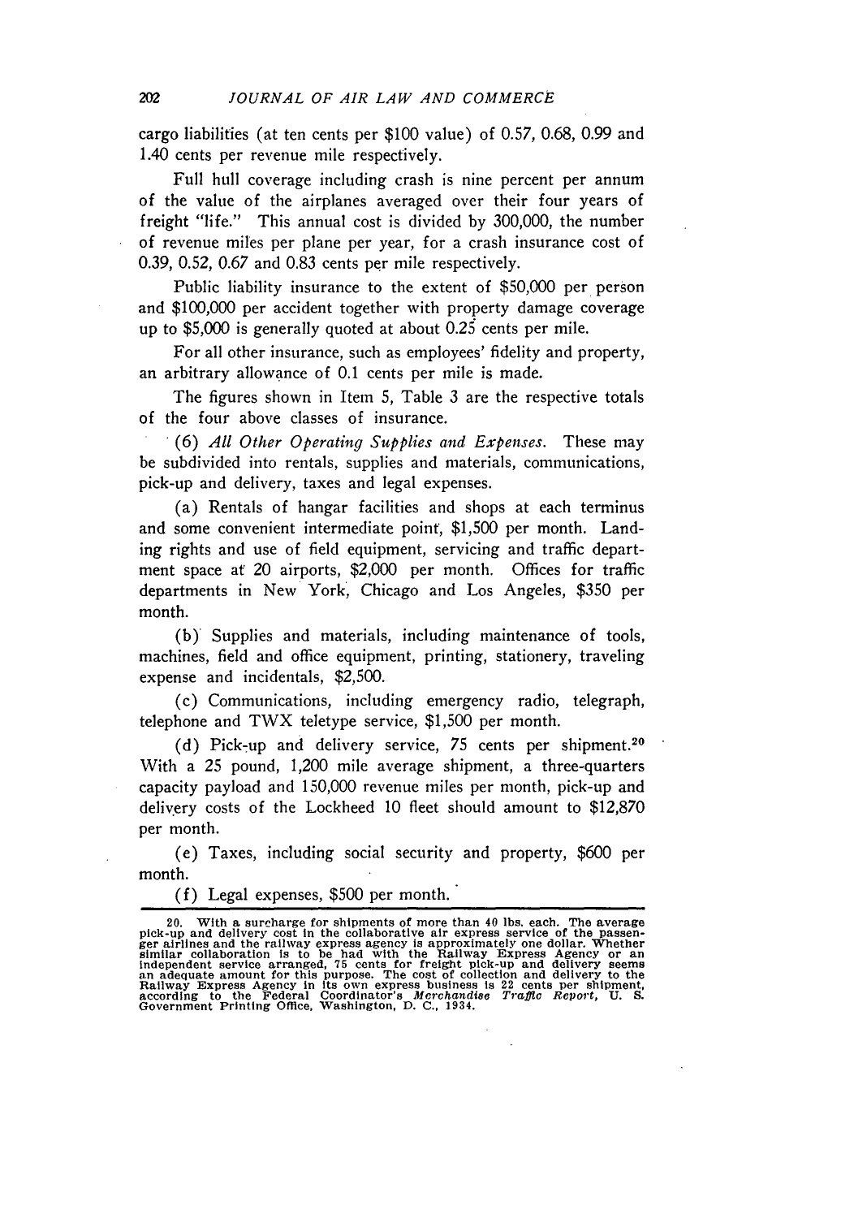cargo liabilities (at ten cents per $100 value) of 0.57, 0.68, 0.99 and 1.40 cents per revenue mile respectively.

Full hull coverage including crash is nine percent per annum of the value of the airplanes averaged over their four years of freight "life." This annual cost is divided by 300,000, the number of revenue miles per plane per year, for a crash insurance cost of 0.39, 0.52, 0.67 and 0.83 cents per mile respectively.

Public liability insurance to the extent of $50,000 per person and $100,000 per accident together with property damage coverage up to $5,000 is generally quoted at about 0.25 cents per mile.

For all other insurance, such as employees' fidelity and property, an arbitrary allowance of 0.1 cents per mile is made.

The figures shown in Item 5, Table 3 are the respective totals of the four above classes of insurance.

(6) *All Other Operating Supplies and Expenses.* These may be subdivided into rentals, supplies and materials, communications, pick-up and delivery, taxes and legal expenses.

(a) Rentals of hangar facilities and shops at each terminus and some convenient intermediate point, $1,500 per month. Landing rights and use of field equipment, servicing and traffic department space at 20 airports, $2,000 per month. Offices for traffic departments in New York, Chicago and Los Angeles, $350 per month.

(b) Supplies and materials, including maintenance of tools, machines, field and office equipment, printing, stationery, traveling expense and incidentals, $2,500.

(c) Communications, including emergency radio, telegraph, telephone and TWX teletype service, $1,500 per month.

(d) Pick-up and delivery service, 75 cents per shipment.[20] With a 25 pound, 1,200 mile average shipment, a three-quarters capacity payload and 150,000 revenue miles per month, pick-up and delivery costs of the Lockheed 10 fleet should amount to $12,870 per month.

(e) Taxes, including social security and property, $600 per month.

(f) Legal expenses, $500 per month.

---

20. With a surcharge for shipments of more than 40 lbs. each. The average pick-up and delivery cost in the collaborative air express service of the passenger airlines and the railway express agency is approximately one dollar. Whether similar collaboration is to be had with the Railway Express Agency or an independent service arranged, 75 cents for freight pick-up and delivery seems an adequate amount for this purpose. The cost of collection and delivery to the Railway Express Agency in its own express business is 22 cents per shipment, according to the Federal Coordinator's *Merchandise Traffic Report*, U. S. Government Printing Office, Washington, D. C., 1934.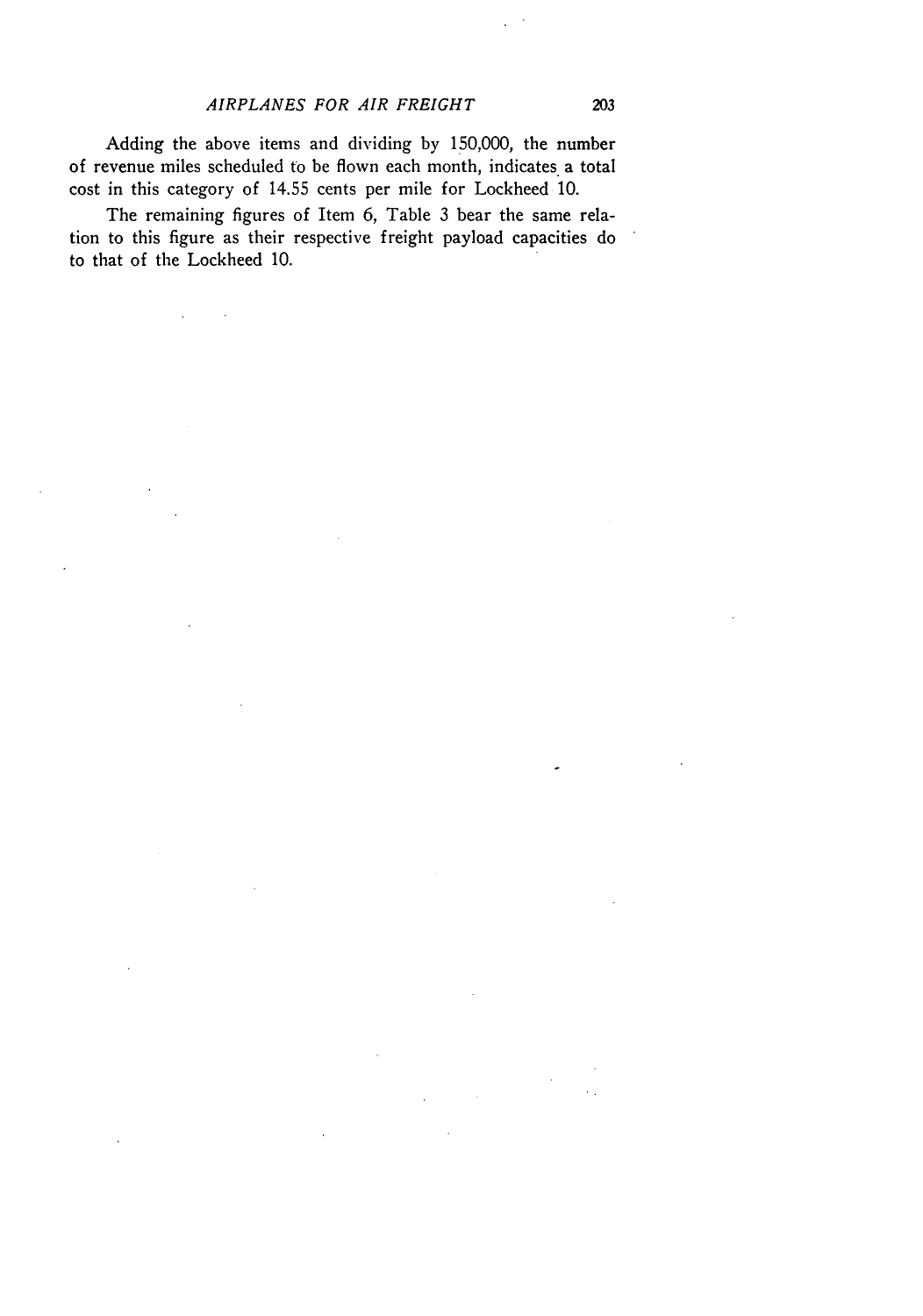Adding the above items and dividing by 150,000, the number of revenue miles scheduled to be flown each month, indicates a total cost in this category of 14.55 cents per mile for Lockheed 10.

The remaining figures of Item 6, Table 3 bear the same relation to this figure as their respective freight payload capacities do to that of the Lockheed 10.